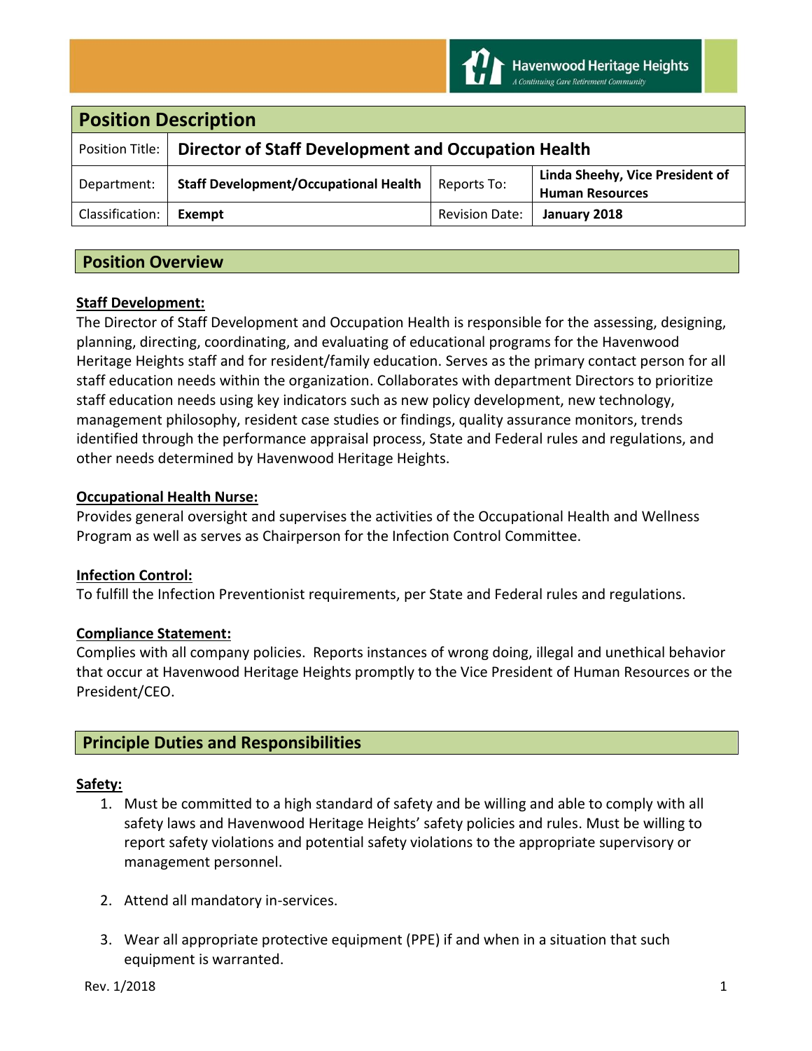Havenwood Heritage Heights
A Continuing Care Retirement Community

## Position Description

| Position Title: | Director of Staff Development and Occupation Health | | |
|---|---|---|---|
| Department: | **Staff Development/Occupational Health** | Reports To: | **Linda Sheehy, Vice President of Human Resources** |
| Classification: | **Exempt** | Revision Date: | **January 2018** |

## Position Overview

**Staff Development:**

The Director of Staff Development and Occupation Health is responsible for the assessing, designing, planning, directing, coordinating, and evaluating of educational programs for the Havenwood Heritage Heights staff and for resident/family education. Serves as the primary contact person for all staff education needs within the organization. Collaborates with department Directors to prioritize staff education needs using key indicators such as new policy development, new technology, management philosophy, resident case studies or findings, quality assurance monitors, trends identified through the performance appraisal process, State and Federal rules and regulations, and other needs determined by Havenwood Heritage Heights.

**Occupational Health Nurse:**

Provides general oversight and supervises the activities of the Occupational Health and Wellness Program as well as serves as Chairperson for the Infection Control Committee.

**Infection Control:**

To fulfill the Infection Preventionist requirements, per State and Federal rules and regulations.

**Compliance Statement:**

Complies with all company policies. Reports instances of wrong doing, illegal and unethical behavior that occur at Havenwood Heritage Heights promptly to the Vice President of Human Resources or the President/CEO.

## Principle Duties and Responsibilities

**Safety:**

1. Must be committed to a high standard of safety and be willing and able to comply with all safety laws and Havenwood Heritage Heights' safety policies and rules. Must be willing to report safety violations and potential safety violations to the appropriate supervisory or management personnel.
2. Attend all mandatory in-services.
3. Wear all appropriate protective equipment (PPE) if and when in a situation that such equipment is warranted.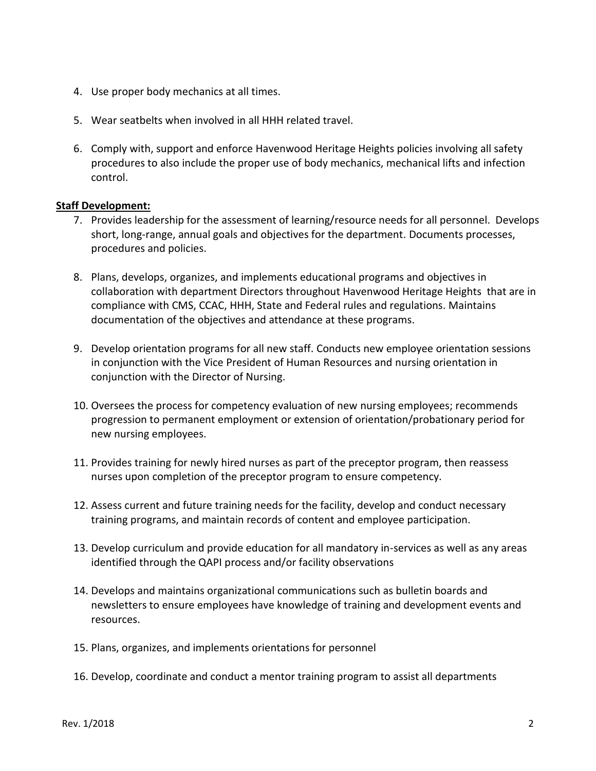4. Use proper body mechanics at all times.

5. Wear seatbelts when involved in all HHH related travel.

6. Comply with, support and enforce Havenwood Heritage Heights policies involving all safety procedures to also include the proper use of body mechanics, mechanical lifts and infection control.

**Staff Development:**

7. Provides leadership for the assessment of learning/resource needs for all personnel. Develops short, long-range, annual goals and objectives for the department. Documents processes, procedures and policies.

8. Plans, develops, organizes, and implements educational programs and objectives in collaboration with department Directors throughout Havenwood Heritage Heights that are in compliance with CMS, CCAC, HHH, State and Federal rules and regulations. Maintains documentation of the objectives and attendance at these programs.

9. Develop orientation programs for all new staff. Conducts new employee orientation sessions in conjunction with the Vice President of Human Resources and nursing orientation in conjunction with the Director of Nursing.

10. Oversees the process for competency evaluation of new nursing employees; recommends progression to permanent employment or extension of orientation/probationary period for new nursing employees.

11. Provides training for newly hired nurses as part of the preceptor program, then reassess nurses upon completion of the preceptor program to ensure competency.

12. Assess current and future training needs for the facility, develop and conduct necessary training programs, and maintain records of content and employee participation.

13. Develop curriculum and provide education for all mandatory in-services as well as any areas identified through the QAPI process and/or facility observations

14. Develops and maintains organizational communications such as bulletin boards and newsletters to ensure employees have knowledge of training and development events and resources.

15. Plans, organizes, and implements orientations for personnel

16. Develop, coordinate and conduct a mentor training program to assist all departments

Rev. 1/2018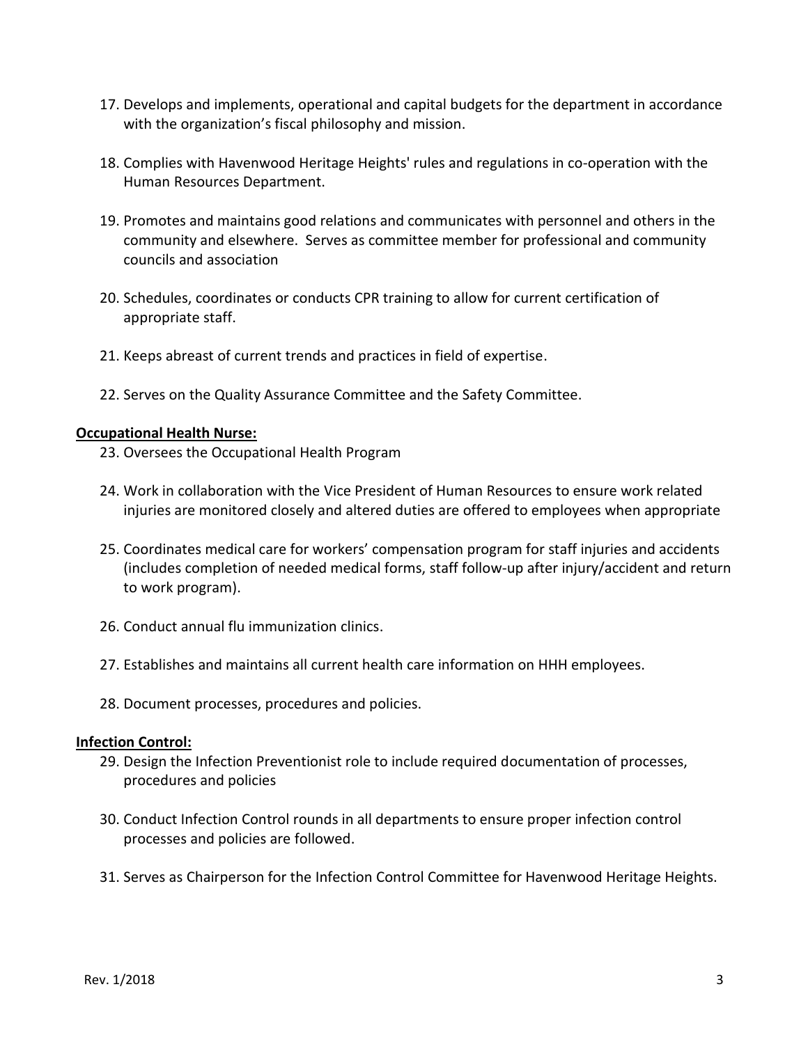17. Develops and implements, operational and capital budgets for the department in accordance with the organization's fiscal philosophy and mission.

18. Complies with Havenwood Heritage Heights' rules and regulations in co-operation with the Human Resources Department.

19. Promotes and maintains good relations and communicates with personnel and others in the community and elsewhere. Serves as committee member for professional and community councils and association

20. Schedules, coordinates or conducts CPR training to allow for current certification of appropriate staff.

21. Keeps abreast of current trends and practices in field of expertise.

22. Serves on the Quality Assurance Committee and the Safety Committee.

**Occupational Health Nurse:**

23. Oversees the Occupational Health Program

24. Work in collaboration with the Vice President of Human Resources to ensure work related injuries are monitored closely and altered duties are offered to employees when appropriate

25. Coordinates medical care for workers' compensation program for staff injuries and accidents (includes completion of needed medical forms, staff follow-up after injury/accident and return to work program).

26. Conduct annual flu immunization clinics.

27. Establishes and maintains all current health care information on HHH employees.

28. Document processes, procedures and policies.

**Infection Control:**

29. Design the Infection Preventionist role to include required documentation of processes, procedures and policies

30. Conduct Infection Control rounds in all departments to ensure proper infection control processes and policies are followed.

31. Serves as Chairperson for the Infection Control Committee for Havenwood Heritage Heights.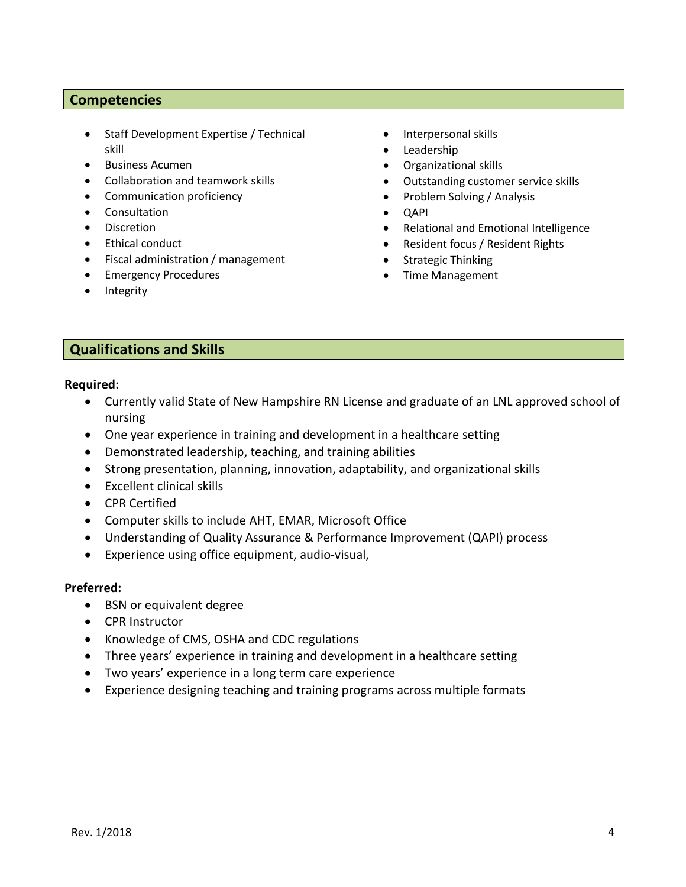## Competencies

- Staff Development Expertise / Technical skill
- Business Acumen
- Collaboration and teamwork skills
- Communication proficiency
- Consultation
- Discretion
- Ethical conduct
- Fiscal administration / management
- Emergency Procedures
- Integrity
- Interpersonal skills
- Leadership
- Organizational skills
- Outstanding customer service skills
- Problem Solving / Analysis
- QAPI
- Relational and Emotional Intelligence
- Resident focus / Resident Rights
- Strategic Thinking
- Time Management

## Qualifications and Skills

**Required:**

- Currently valid State of New Hampshire RN License and graduate of an LNL approved school of nursing
- One year experience in training and development in a healthcare setting
- Demonstrated leadership, teaching, and training abilities
- Strong presentation, planning, innovation, adaptability, and organizational skills
- Excellent clinical skills
- CPR Certified
- Computer skills to include AHT, EMAR, Microsoft Office
- Understanding of Quality Assurance & Performance Improvement (QAPI) process
- Experience using office equipment, audio-visual,

**Preferred:**

- BSN or equivalent degree
- CPR Instructor
- Knowledge of CMS, OSHA and CDC regulations
- Three years' experience in training and development in a healthcare setting
- Two years' experience in a long term care experience
- Experience designing teaching and training programs across multiple formats

Rev. 1/2018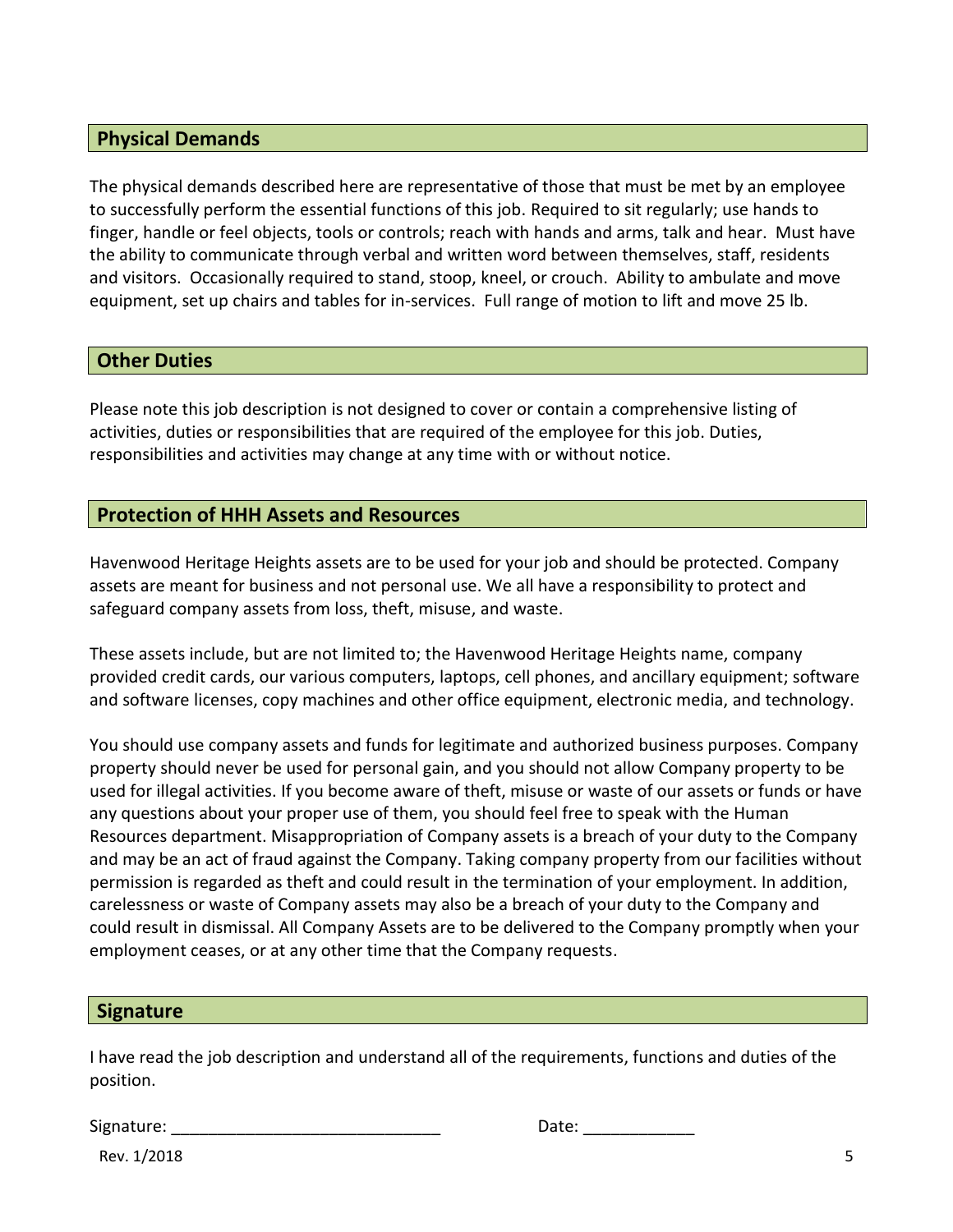## Physical Demands

The physical demands described here are representative of those that must be met by an employee to successfully perform the essential functions of this job. Required to sit regularly; use hands to finger, handle or feel objects, tools or controls; reach with hands and arms, talk and hear. Must have the ability to communicate through verbal and written word between themselves, staff, residents and visitors. Occasionally required to stand, stoop, kneel, or crouch. Ability to ambulate and move equipment, set up chairs and tables for in-services. Full range of motion to lift and move 25 lb.

## Other Duties

Please note this job description is not designed to cover or contain a comprehensive listing of activities, duties or responsibilities that are required of the employee for this job. Duties, responsibilities and activities may change at any time with or without notice.

## Protection of HHH Assets and Resources

Havenwood Heritage Heights assets are to be used for your job and should be protected. Company assets are meant for business and not personal use. We all have a responsibility to protect and safeguard company assets from loss, theft, misuse, and waste.

These assets include, but are not limited to; the Havenwood Heritage Heights name, company provided credit cards, our various computers, laptops, cell phones, and ancillary equipment; software and software licenses, copy machines and other office equipment, electronic media, and technology.

You should use company assets and funds for legitimate and authorized business purposes. Company property should never be used for personal gain, and you should not allow Company property to be used for illegal activities. If you become aware of theft, misuse or waste of our assets or funds or have any questions about your proper use of them, you should feel free to speak with the Human Resources department. Misappropriation of Company assets is a breach of your duty to the Company and may be an act of fraud against the Company. Taking company property from our facilities without permission is regarded as theft and could result in the termination of your employment. In addition, carelessness or waste of Company assets may also be a breach of your duty to the Company and could result in dismissal. All Company Assets are to be delivered to the Company promptly when your employment ceases, or at any other time that the Company requests.

## Signature

I have read the job description and understand all of the requirements, functions and duties of the position.

Signature: _____________________________ Date: ____________

Rev. 1/2018